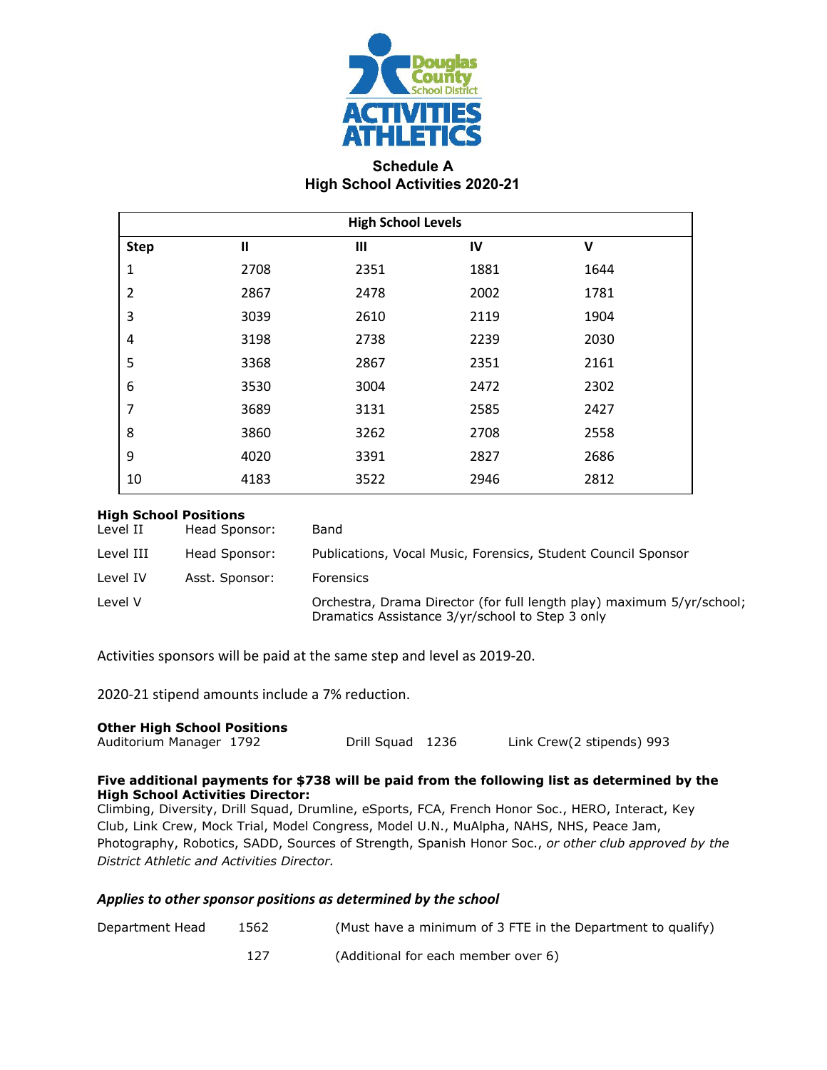Douglas County School District

ACTIVITIES ATHLETICS

## Schedule A
## High School Activities 2020-21

| High School Levels | | | | |
|---|---|---|---|---|
| **Step** | **II** | **III** | **IV** | **V** |
| 1 | 2708 | 2351 | 1881 | 1644 |
| 2 | 2867 | 2478 | 2002 | 1781 |
| 3 | 3039 | 2610 | 2119 | 1904 |
| 4 | 3198 | 2738 | 2239 | 2030 |
| 5 | 3368 | 2867 | 2351 | 2161 |
| 6 | 3530 | 3004 | 2472 | 2302 |
| 7 | 3689 | 3131 | 2585 | 2427 |
| 8 | 3860 | 3262 | 2708 | 2558 |
| 9 | 4020 | 3391 | 2827 | 2686 |
| 10 | 4183 | 3522 | 2946 | 2812 |

**High School Positions**

| | | |
|---|---|---|
| Level II | Head Sponsor: | Band |
| Level III | Head Sponsor: | Publications, Vocal Music, Forensics, Student Council Sponsor |
| Level IV | Asst. Sponsor: | Forensics |
| Level V | | Orchestra, Drama Director (for full length play) maximum 5/yr/school; Dramatics Assistance 3/yr/school to Step 3 only |

Activities sponsors will be paid at the same step and level as 2019-20.

2020-21 stipend amounts include a 7% reduction.

**Other High School Positions**

Auditorium Manager 1792 | Drill Squad 1236 | Link Crew(2 stipends) 993

**Five additional payments for $738 will be paid from the following list as determined by the High School Activities Director:**
Climbing, Diversity, Drill Squad, Drumline, eSports, FCA, French Honor Soc., HERO, Interact, Key Club, Link Crew, Mock Trial, Model Congress, Model U.N., MuAlpha, NAHS, NHS, Peace Jam, Photography, Robotics, SADD, Sources of Strength, Spanish Honor Soc., *or other club approved by the District Athletic and Activities Director.*

### *Applies to other sponsor positions as determined by the school*

| | | |
|---|---|---|
| Department Head | 1562 | (Must have a minimum of 3 FTE in the Department to qualify) |
| | 127 | (Additional for each member over 6) |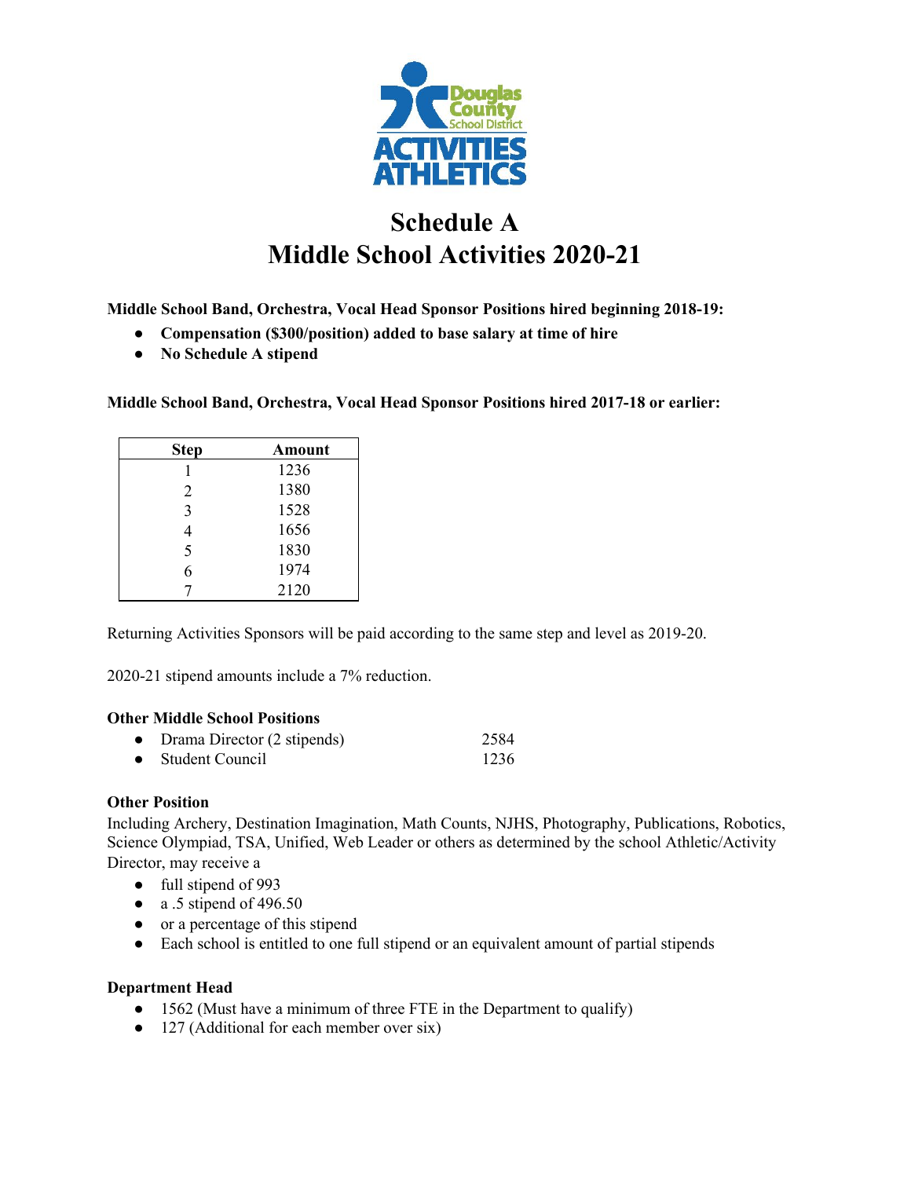# Schedule A
# Middle School Activities 2020-21

**Middle School Band, Orchestra, Vocal Head Sponsor Positions hired beginning 2018-19:**

- **Compensation ($300/position) added to base salary at time of hire**
- **No Schedule A stipend**

**Middle School Band, Orchestra, Vocal Head Sponsor Positions hired 2017-18 or earlier:**

| Step | Amount |
|---|---|
| 1 | 1236 |
| 2 | 1380 |
| 3 | 1528 |
| 4 | 1656 |
| 5 | 1830 |
| 6 | 1974 |
| 7 | 2120 |

Returning Activities Sponsors will be paid according to the same step and level as 2019-20.

2020-21 stipend amounts include a 7% reduction.

**Other Middle School Positions**

- Drama Director (2 stipends) 2584
- Student Council 1236

**Other Position**

Including Archery, Destination Imagination, Math Counts, NJHS, Photography, Publications, Robotics, Science Olympiad, TSA, Unified, Web Leader or others as determined by the school Athletic/Activity Director, may receive a

- full stipend of 993
- a .5 stipend of 496.50
- or a percentage of this stipend
- Each school is entitled to one full stipend or an equivalent amount of partial stipends

**Department Head**

- 1562 (Must have a minimum of three FTE in the Department to qualify)
- 127 (Additional for each member over six)